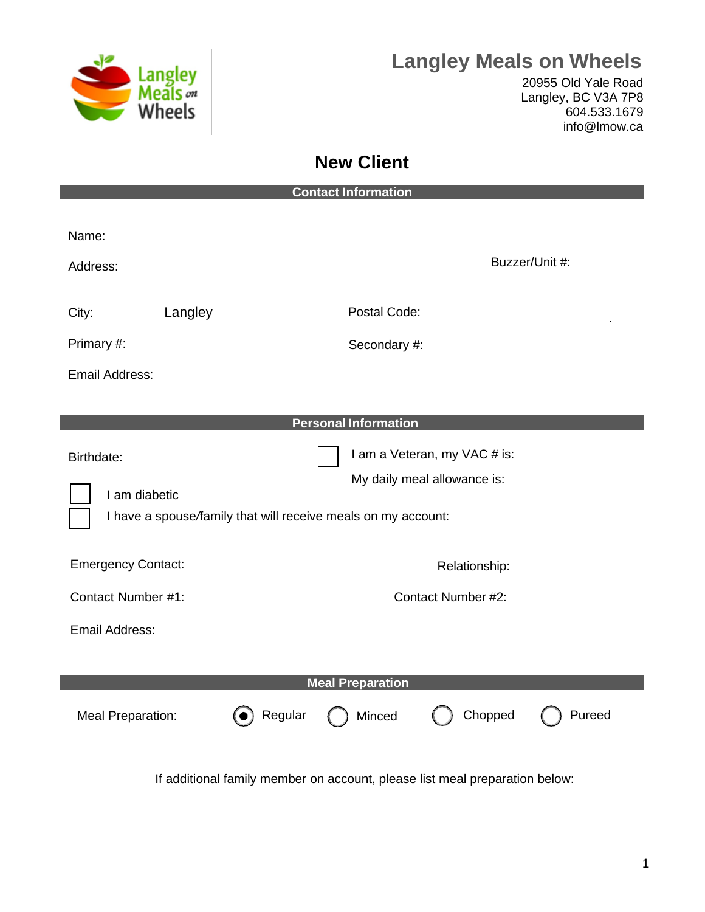# Langley Meals on Wheels

20955 Old Yale Road
Langley, BC V3A 7P8
604.533.1679
info@lmow.ca

## New Client

### Contact Information

Name:

Address: Buzzer/Unit #:

City: Langley Postal Code:

Primary #: Secondary #:

Email Address:

### Personal Information

Birthdate:

☐ I am a Veteran, my VAC # is:

My daily meal allowance is:

☐ I am diabetic

☐ I have a spouse/family that will receive meals on my account:

Emergency Contact: Relationship:

Contact Number #1: Contact Number #2:

Email Address:

### Meal Preparation

Meal Preparation: ◉ Regular ○ Minced ○ Chopped ○ Pureed

If additional family member on account, please list meal preparation below: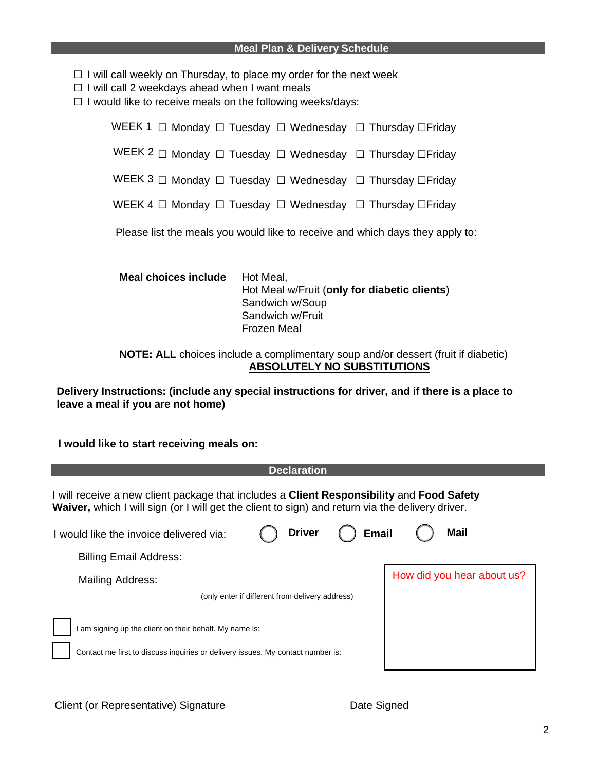## Meal Plan & Delivery Schedule

☐ I will call weekly on Thursday, to place my order for the next week
☐ I will call 2 weekdays ahead when I want meals
☐ I would like to receive meals on the following weeks/days:

WEEK 1 ☐ Monday ☐ Tuesday ☐ Wednesday ☐ Thursday ☐Friday

WEEK 2 ☐ Monday ☐ Tuesday ☐ Wednesday ☐ Thursday ☐Friday

WEEK 3 ☐ Monday ☐ Tuesday ☐ Wednesday ☐ Thursday ☐Friday

WEEK 4 ☐ Monday ☐ Tuesday ☐ Wednesday ☐ Thursday ☐Friday

Please list the meals you would like to receive and which days they apply to:

**Meal choices include**

- Hot Meal,
- Hot Meal w/Fruit (**only for diabetic clients**)
- Sandwich w/Soup
- Sandwich w/Fruit
- Frozen Meal

**NOTE: ALL** choices include a complimentary soup and/or dessert (fruit if diabetic)
**ABSOLUTELY NO SUBSTITUTIONS**

**Delivery Instructions: (include any special instructions for driver, and if there is a place to leave a meal if you are not home)**

**I would like to start receiving meals on:**

## Declaration

I will receive a new client package that includes a **Client Responsibility** and **Food Safety Waiver,** which I will sign (or I will get the client to sign) and return via the delivery driver.

I would like the invoice delivered via: ◯ **Driver** ◯ **Email** ◯ **Mail**

Billing Email Address:

Mailing Address:

(only enter if different from delivery address)

☐ I am signing up the client on their behalf. My name is:

☐ Contact me first to discuss inquiries or delivery issues. My contact number is:

How did you hear about us?

Client (or Representative) Signature

Date Signed